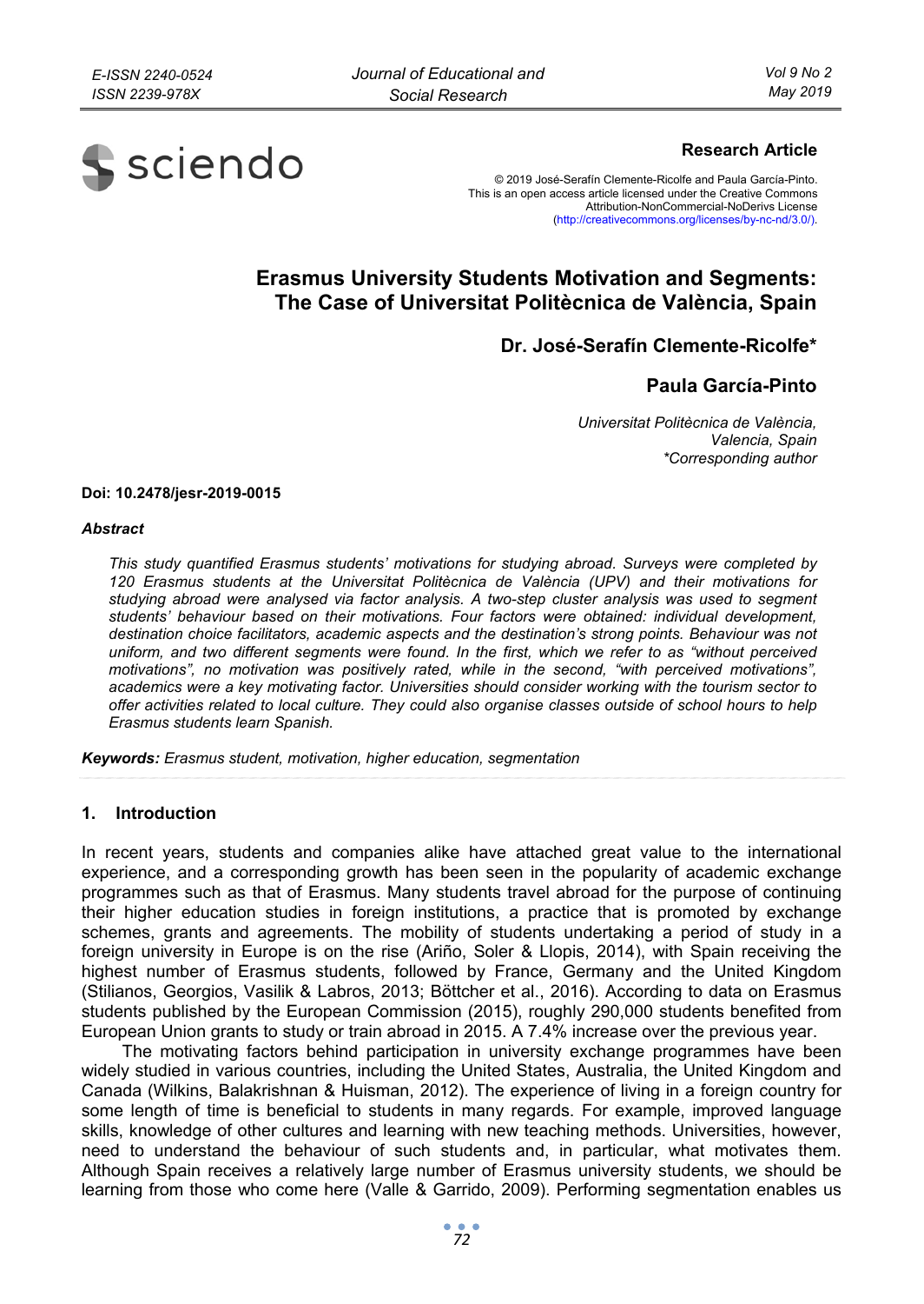**Research Article**

© 2019 José-Serafín Clemente-Ricolfe and Paula García-Pinto.
This is an open access article licensed under the Creative Commons Attribution-NonCommercial-NoDerivs License (http://creativecommons.org/licenses/by-nc-nd/3.0/).

# Erasmus University Students Motivation and Segments: The Case of Universitat Politècnica de València, Spain

**Dr. José-Serafín Clemente-Ricolfe***

**Paula García-Pinto**

*Universitat Politècnica de València, Valencia, Spain*
*\*Corresponding author*

**Doi: 10.2478/jesr-2019-0015**

***Abstract***

*This study quantified Erasmus students' motivations for studying abroad. Surveys were completed by 120 Erasmus students at the Universitat Politècnica de València (UPV) and their motivations for studying abroad were analysed via factor analysis. A two-step cluster analysis was used to segment students' behaviour based on their motivations. Four factors were obtained: individual development, destination choice facilitators, academic aspects and the destination's strong points. Behaviour was not uniform, and two different segments were found. In the first, which we refer to as "without perceived motivations", no motivation was positively rated, while in the second, "with perceived motivations", academics were a key motivating factor. Universities should consider working with the tourism sector to offer activities related to local culture. They could also organise classes outside of school hours to help Erasmus students learn Spanish.*

***Keywords:*** *Erasmus student, motivation, higher education, segmentation*

## 1. Introduction

In recent years, students and companies alike have attached great value to the international experience, and a corresponding growth has been seen in the popularity of academic exchange programmes such as that of Erasmus. Many students travel abroad for the purpose of continuing their higher education studies in foreign institutions, a practice that is promoted by exchange schemes, grants and agreements. The mobility of students undertaking a period of study in a foreign university in Europe is on the rise (Ariño, Soler & Llopis, 2014), with Spain receiving the highest number of Erasmus students, followed by France, Germany and the United Kingdom (Stilianos, Georgios, Vasilik & Labros, 2013; Böttcher et al., 2016). According to data on Erasmus students published by the European Commission (2015), roughly 290,000 students benefited from European Union grants to study or train abroad in 2015. A 7.4% increase over the previous year.

The motivating factors behind participation in university exchange programmes have been widely studied in various countries, including the United States, Australia, the United Kingdom and Canada (Wilkins, Balakrishnan & Huisman, 2012). The experience of living in a foreign country for some length of time is beneficial to students in many regards. For example, improved language skills, knowledge of other cultures and learning with new teaching methods. Universities, however, need to understand the behaviour of such students and, in particular, what motivates them. Although Spain receives a relatively large number of Erasmus university students, we should be learning from those who come here (Valle & Garrido, 2009). Performing segmentation enables us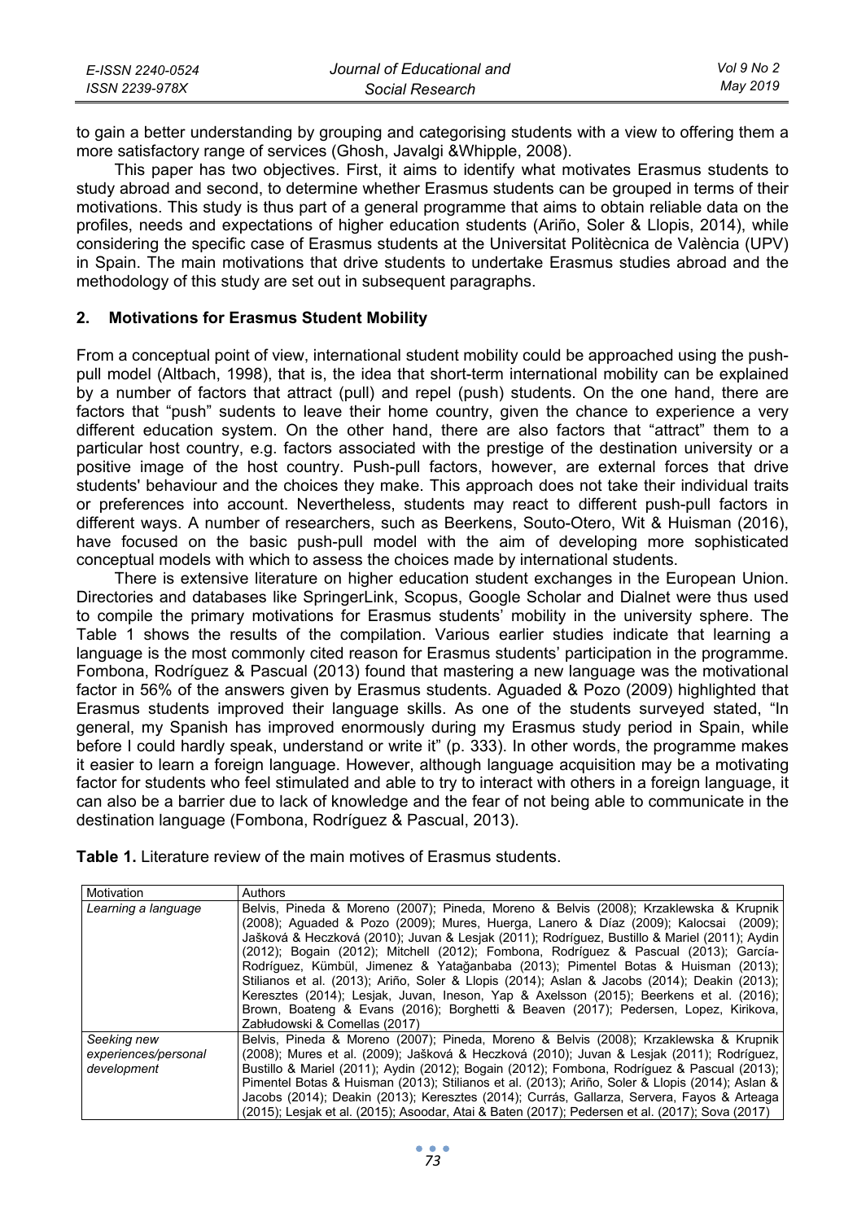to gain a better understanding by grouping and categorising students with a view to offering them a more satisfactory range of services (Ghosh, Javalgi &Whipple, 2008).

This paper has two objectives. First, it aims to identify what motivates Erasmus students to study abroad and second, to determine whether Erasmus students can be grouped in terms of their motivations. This study is thus part of a general programme that aims to obtain reliable data on the profiles, needs and expectations of higher education students (Ariño, Soler & Llopis, 2014), while considering the specific case of Erasmus students at the Universitat Politècnica de València (UPV) in Spain. The main motivations that drive students to undertake Erasmus studies abroad and the methodology of this study are set out in subsequent paragraphs.

## 2. Motivations for Erasmus Student Mobility

From a conceptual point of view, international student mobility could be approached using the push-pull model (Altbach, 1998), that is, the idea that short-term international mobility can be explained by a number of factors that attract (pull) and repel (push) students. On the one hand, there are factors that "push" sudents to leave their home country, given the chance to experience a very different education system. On the other hand, there are also factors that "attract" them to a particular host country, e.g. factors associated with the prestige of the destination university or a positive image of the host country. Push-pull factors, however, are external forces that drive students' behaviour and the choices they make. This approach does not take their individual traits or preferences into account. Nevertheless, students may react to different push-pull factors in different ways. A number of researchers, such as Beerkens, Souto-Otero, Wit & Huisman (2016), have focused on the basic push-pull model with the aim of developing more sophisticated conceptual models with which to assess the choices made by international students.

There is extensive literature on higher education student exchanges in the European Union. Directories and databases like SpringerLink, Scopus, Google Scholar and Dialnet were thus used to compile the primary motivations for Erasmus students' mobility in the university sphere. The Table 1 shows the results of the compilation. Various earlier studies indicate that learning a language is the most commonly cited reason for Erasmus students' participation in the programme. Fombona, Rodríguez & Pascual (2013) found that mastering a new language was the motivational factor in 56% of the answers given by Erasmus students. Aguaded & Pozo (2009) highlighted that Erasmus students improved their language skills. As one of the students surveyed stated, "In general, my Spanish has improved enormously during my Erasmus study period in Spain, while before I could hardly speak, understand or write it" (p. 333). In other words, the programme makes it easier to learn a foreign language. However, although language acquisition may be a motivating factor for students who feel stimulated and able to try to interact with others in a foreign language, it can also be a barrier due to lack of knowledge and the fear of not being able to communicate in the destination language (Fombona, Rodríguez & Pascual, 2013).

**Table 1.** Literature review of the main motives of Erasmus students.

| Motivation | Authors |
|---|---|
| *Learning a language* | Belvis, Pineda & Moreno (2007); Pineda, Moreno & Belvis (2008); Krzaklewska & Krupnik (2008); Aguaded & Pozo (2009); Mures, Huerga, Lanero & Díaz (2009); Kalocsai (2009); Jašková & Heczková (2010); Juvan & Lesjak (2011); Rodríguez, Bustillo & Mariel (2011); Aydin (2012); Bogain (2012); Mitchell (2012); Fombona, Rodríguez & Pascual (2013); García-Rodríguez, Kümbül, Jimenez & Yatağanbaba (2013); Pimentel Botas & Huisman (2013); Stilianos et al. (2013); Ariño, Soler & Llopis (2014); Aslan & Jacobs (2014); Deakin (2013); Keresztes (2014); Lesjak, Juvan, Ineson, Yap & Axelsson (2015); Beerkens et al. (2016); Brown, Boateng & Evans (2016); Borghetti & Beaven (2017); Pedersen, Lopez, Kirikova, Zabłudowski & Comellas (2017) |
| *Seeking new experiences/personal development* | Belvis, Pineda & Moreno (2007); Pineda, Moreno & Belvis (2008); Krzaklewska & Krupnik (2008); Mures et al. (2009); Jašková & Heczková (2010); Juvan & Lesjak (2011); Rodríguez, Bustillo & Mariel (2011); Aydin (2012); Bogain (2012); Fombona, Rodríguez & Pascual (2013); Pimentel Botas & Huisman (2013); Stilianos et al. (2013); Ariño, Soler & Llopis (2014); Aslan & Jacobs (2014); Deakin (2013); Keresztes (2014); Currás, Gallarza, Servera, Fayos & Arteaga (2015); Lesjak et al. (2015); Asoodar, Atai & Baten (2017); Pedersen et al. (2017); Sova (2017) |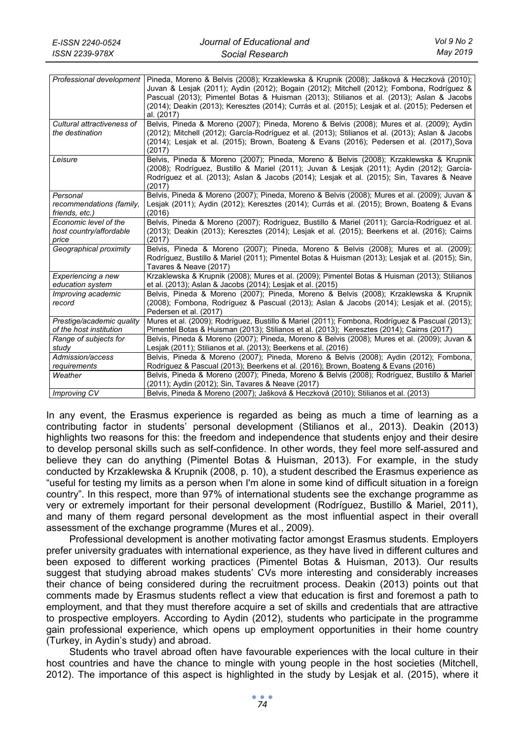| | |
|---|---|
| *Professional development* | Pineda, Moreno & Belvis (2008); Krzaklewska & Krupnik (2008); Jašková & Heczková (2010); Juvan & Lesjak (2011); Aydin (2012); Bogain (2012); Mitchell (2012); Fombona, Rodríguez & Pascual (2013); Pimentel Botas & Huisman (2013); Stilianos et al. (2013); Aslan & Jacobs (2014); Deakin (2013); Keresztes (2014); Currás et al. (2015); Lesjak et al. (2015); Pedersen et al. (2017) |
| *Cultural attractiveness of the destination* | Belvis, Pineda & Moreno (2007); Pineda, Moreno & Belvis (2008); Mures et al. (2009); Aydin (2012); Mitchell (2012); García-Rodríguez et al. (2013); Stilianos et al. (2013); Aslan & Jacobs (2014); Lesjak et al. (2015); Brown, Boateng & Evans (2016); Pedersen et al. (2017), Sova (2017) |
| *Leisure* | Belvis, Pineda & Moreno (2007); Pineda, Moreno & Belvis (2008); Krzaklewska & Krupnik (2008); Rodríguez, Bustillo & Mariel (2011); Juvan & Lesjak (2011); Aydin (2012); García-Rodríguez et al. (2013); Aslan & Jacobs (2014); Lesjak et al. (2015); Sin, Tavares & Neave (2017) |
| *Personal recommendations (family, friends, etc.)* | Belvis, Pineda & Moreno (2007); Pineda, Moreno & Belvis (2008); Mures et al. (2009); Juvan & Lesjak (2011); Aydin (2012); Keresztes (2014); Currás et al. (2015); Brown, Boateng & Evans (2016) |
| *Economic level of the host country/affordable price* | Belvis, Pineda & Moreno (2007); Rodríguez, Bustillo & Mariel (2011); García-Rodríguez et al. (2013); Deakin (2013); Keresztes (2014); Lesjak et al. (2015); Beerkens et al. (2016); Cairns (2017) |
| *Geographical proximity* | Belvis, Pineda & Moreno (2007); Pineda, Moreno & Belvis (2008); Mures et al. (2009); Rodríguez, Bustillo & Mariel (2011); Pimentel Botas & Huisman (2013); Lesjak et al. (2015); Sin, Tavares & Neave (2017) |
| *Experiencing a new education system* | Krzaklewska & Krupnik (2008); Mures et al. (2009); Pimentel Botas & Huisman (2013); Stilianos et al. (2013); Aslan & Jacobs (2014); Lesjak et al. (2015) |
| *Improving academic record* | Belvis, Pineda & Moreno (2007); Pineda, Moreno & Belvis (2008); Krzaklewska & Krupnik (2008); Fombona, Rodríguez & Pascual (2013); Aslan & Jacobs (2014); Lesjak et al. (2015); Pedersen et al. (2017) |
| *Prestige/academic quality of the host institution* | Mures et al. (2009); Rodríguez, Bustillo & Mariel (2011); Fombona, Rodríguez & Pascual (2013); Pimentel Botas & Huisman (2013); Stilianos et al. (2013); Keresztes (2014); Cairns (2017) |
| *Range of subjects for study* | Belvis, Pineda & Moreno (2007); Pineda, Moreno & Belvis (2008); Mures et al. (2009); Juvan & Lesjak (2011); Stilianos et al. (2013); Beerkens et al. (2016) |
| *Admission/access requirements* | Belvis, Pineda & Moreno (2007); Pineda, Moreno & Belvis (2008); Aydin (2012); Fombona, Rodríguez & Pascual (2013); Beerkens et al. (2016); Brown, Boateng & Evans (2016) |
| *Weather* | Belvis, Pineda & Moreno (2007); Pineda, Moreno & Belvis (2008); Rodríguez, Bustillo & Mariel (2011); Aydin (2012); Sin, Tavares & Neave (2017) |
| *Improving CV* | Belvis, Pineda & Moreno (2007); Jašková & Heczková (2010); Stilianos et al. (2013) |

In any event, the Erasmus experience is regarded as being as much a time of learning as a contributing factor in students' personal development (Stilianos et al., 2013). Deakin (2013) highlights two reasons for this: the freedom and independence that students enjoy and their desire to develop personal skills such as self-confidence. In other words, they feel more self-assured and believe they can do anything (Pimentel Botas & Huisman, 2013). For example, in the study conducted by Krzaklewska & Krupnik (2008, p. 10), a student described the Erasmus experience as "useful for testing my limits as a person when I'm alone in some kind of difficult situation in a foreign country". In this respect, more than 97% of international students see the exchange programme as very or extremely important for their personal development (Rodríguez, Bustillo & Mariel, 2011), and many of them regard personal development as the most influential aspect in their overall assessment of the exchange programme (Mures et al., 2009).

Professional development is another motivating factor amongst Erasmus students. Employers prefer university graduates with international experience, as they have lived in different cultures and been exposed to different working practices (Pimentel Botas & Huisman, 2013). Our results suggest that studying abroad makes students' CVs more interesting and considerably increases their chance of being considered during the recruitment process. Deakin (2013) points out that comments made by Erasmus students reflect a view that education is first and foremost a path to employment, and that they must therefore acquire a set of skills and credentials that are attractive to prospective employers. According to Aydin (2012), students who participate in the programme gain professional experience, which opens up employment opportunities in their home country (Turkey, in Aydin's study) and abroad.

Students who travel abroad often have favourable experiences with the local culture in their host countries and have the chance to mingle with young people in the host societies (Mitchell, 2012). The importance of this aspect is highlighted in the study by Lesjak et al. (2015), where it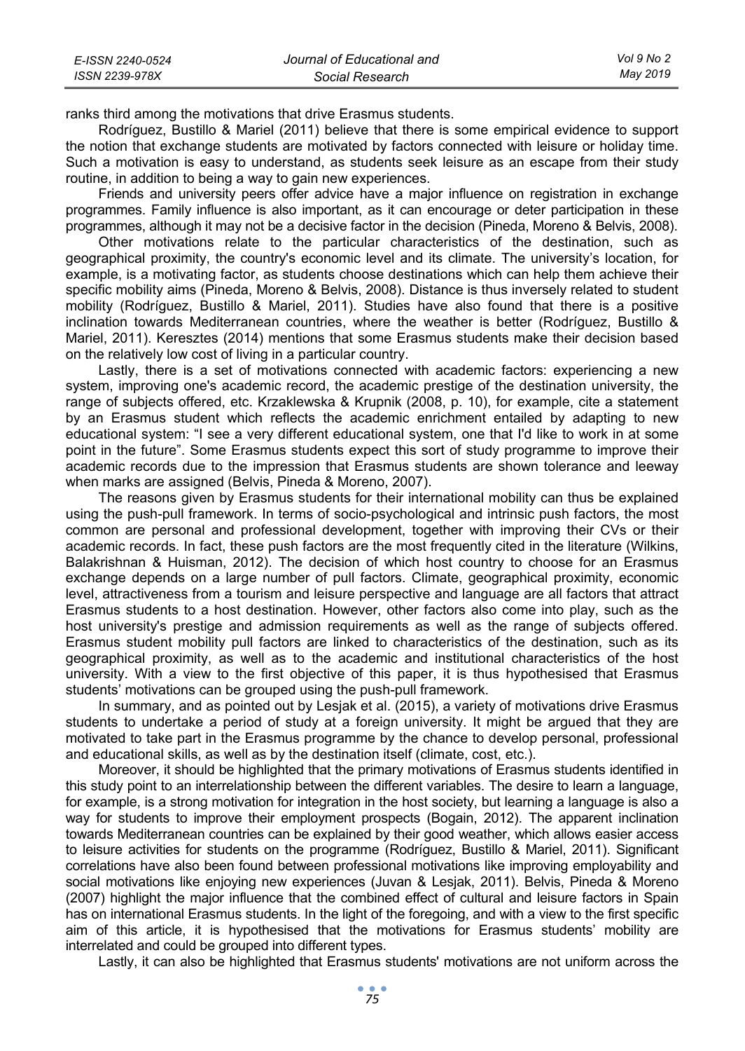ranks third among the motivations that drive Erasmus students.

Rodríguez, Bustillo & Mariel (2011) believe that there is some empirical evidence to support the notion that exchange students are motivated by factors connected with leisure or holiday time. Such a motivation is easy to understand, as students seek leisure as an escape from their study routine, in addition to being a way to gain new experiences.

Friends and university peers offer advice have a major influence on registration in exchange programmes. Family influence is also important, as it can encourage or deter participation in these programmes, although it may not be a decisive factor in the decision (Pineda, Moreno & Belvis, 2008).

Other motivations relate to the particular characteristics of the destination, such as geographical proximity, the country's economic level and its climate. The university's location, for example, is a motivating factor, as students choose destinations which can help them achieve their specific mobility aims (Pineda, Moreno & Belvis, 2008). Distance is thus inversely related to student mobility (Rodríguez, Bustillo & Mariel, 2011). Studies have also found that there is a positive inclination towards Mediterranean countries, where the weather is better (Rodríguez, Bustillo & Mariel, 2011). Keresztes (2014) mentions that some Erasmus students make their decision based on the relatively low cost of living in a particular country.

Lastly, there is a set of motivations connected with academic factors: experiencing a new system, improving one's academic record, the academic prestige of the destination university, the range of subjects offered, etc. Krzaklewska & Krupnik (2008, p. 10), for example, cite a statement by an Erasmus student which reflects the academic enrichment entailed by adapting to new educational system: "I see a very different educational system, one that I'd like to work in at some point in the future". Some Erasmus students expect this sort of study programme to improve their academic records due to the impression that Erasmus students are shown tolerance and leeway when marks are assigned (Belvis, Pineda & Moreno, 2007).

The reasons given by Erasmus students for their international mobility can thus be explained using the push-pull framework. In terms of socio-psychological and intrinsic push factors, the most common are personal and professional development, together with improving their CVs or their academic records. In fact, these push factors are the most frequently cited in the literature (Wilkins, Balakrishnan & Huisman, 2012). The decision of which host country to choose for an Erasmus exchange depends on a large number of pull factors. Climate, geographical proximity, economic level, attractiveness from a tourism and leisure perspective and language are all factors that attract Erasmus students to a host destination. However, other factors also come into play, such as the host university's prestige and admission requirements as well as the range of subjects offered. Erasmus student mobility pull factors are linked to characteristics of the destination, such as its geographical proximity, as well as to the academic and institutional characteristics of the host university. With a view to the first objective of this paper, it is thus hypothesised that Erasmus students' motivations can be grouped using the push-pull framework.

In summary, and as pointed out by Lesjak et al. (2015), a variety of motivations drive Erasmus students to undertake a period of study at a foreign university. It might be argued that they are motivated to take part in the Erasmus programme by the chance to develop personal, professional and educational skills, as well as by the destination itself (climate, cost, etc.).

Moreover, it should be highlighted that the primary motivations of Erasmus students identified in this study point to an interrelationship between the different variables. The desire to learn a language, for example, is a strong motivation for integration in the host society, but learning a language is also a way for students to improve their employment prospects (Bogain, 2012). The apparent inclination towards Mediterranean countries can be explained by their good weather, which allows easier access to leisure activities for students on the programme (Rodríguez, Bustillo & Mariel, 2011). Significant correlations have also been found between professional motivations like improving employability and social motivations like enjoying new experiences (Juvan & Lesjak, 2011). Belvis, Pineda & Moreno (2007) highlight the major influence that the combined effect of cultural and leisure factors in Spain has on international Erasmus students. In the light of the foregoing, and with a view to the first specific aim of this article, it is hypothesised that the motivations for Erasmus students' mobility are interrelated and could be grouped into different types.

Lastly, it can also be highlighted that Erasmus students' motivations are not uniform across the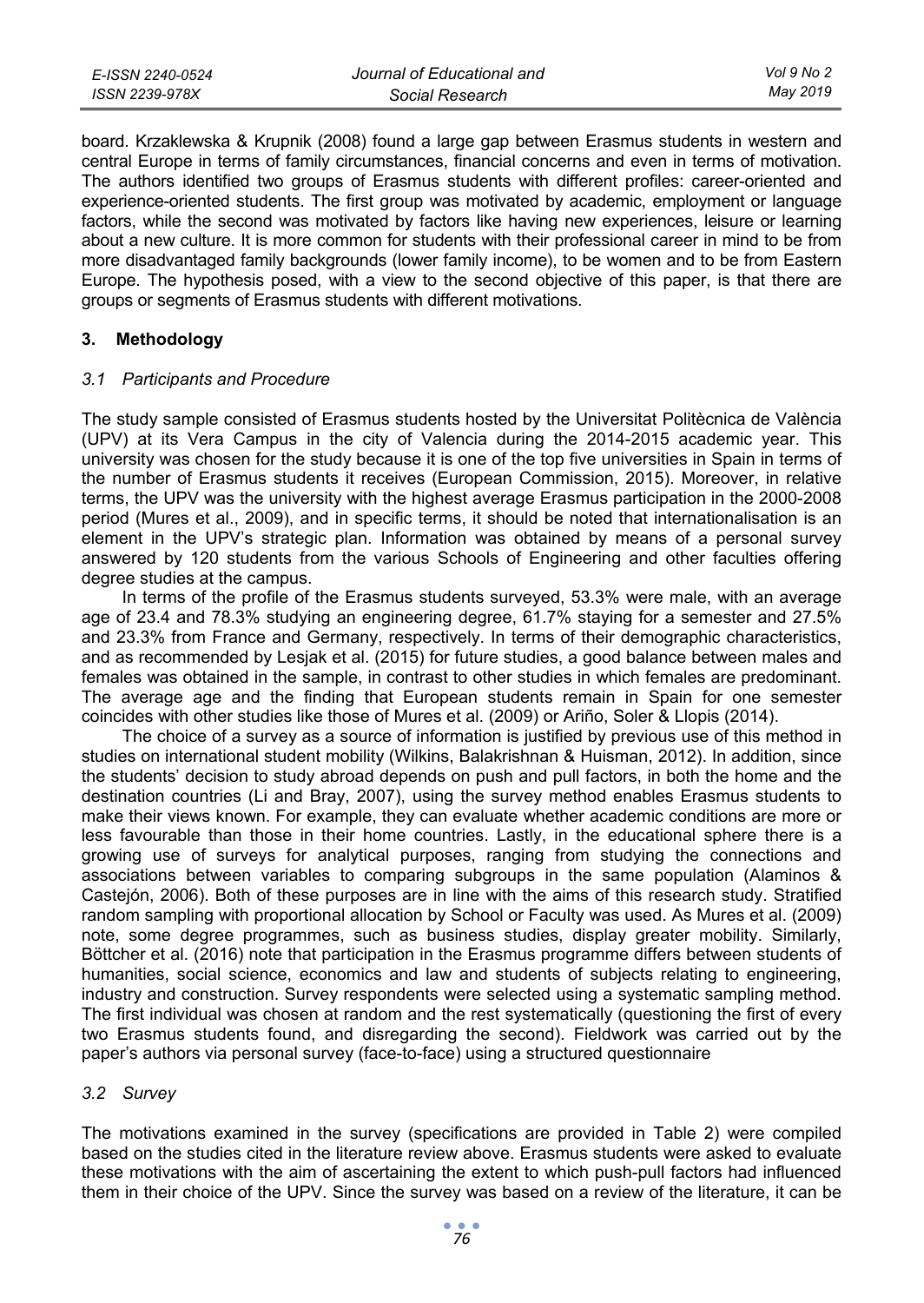board. Krzaklewska & Krupnik (2008) found a large gap between Erasmus students in western and central Europe in terms of family circumstances, financial concerns and even in terms of motivation. The authors identified two groups of Erasmus students with different profiles: career-oriented and experience-oriented students. The first group was motivated by academic, employment or language factors, while the second was motivated by factors like having new experiences, leisure or learning about a new culture. It is more common for students with their professional career in mind to be from more disadvantaged family backgrounds (lower family income), to be women and to be from Eastern Europe. The hypothesis posed, with a view to the second objective of this paper, is that there are groups or segments of Erasmus students with different motivations.

## 3. Methodology

### *3.1 Participants and Procedure*

The study sample consisted of Erasmus students hosted by the Universitat Politècnica de València (UPV) at its Vera Campus in the city of Valencia during the 2014-2015 academic year. This university was chosen for the study because it is one of the top five universities in Spain in terms of the number of Erasmus students it receives (European Commission, 2015). Moreover, in relative terms, the UPV was the university with the highest average Erasmus participation in the 2000-2008 period (Mures et al., 2009), and in specific terms, it should be noted that internationalisation is an element in the UPV's strategic plan. Information was obtained by means of a personal survey answered by 120 students from the various Schools of Engineering and other faculties offering degree studies at the campus.

In terms of the profile of the Erasmus students surveyed, 53.3% were male, with an average age of 23.4 and 78.3% studying an engineering degree, 61.7% staying for a semester and 27.5% and 23.3% from France and Germany, respectively. In terms of their demographic characteristics, and as recommended by Lesjak et al. (2015) for future studies, a good balance between males and females was obtained in the sample, in contrast to other studies in which females are predominant. The average age and the finding that European students remain in Spain for one semester coincides with other studies like those of Mures et al. (2009) or Ariño, Soler & Llopis (2014).

The choice of a survey as a source of information is justified by previous use of this method in studies on international student mobility (Wilkins, Balakrishnan & Huisman, 2012). In addition, since the students' decision to study abroad depends on push and pull factors, in both the home and the destination countries (Li and Bray, 2007), using the survey method enables Erasmus students to make their views known. For example, they can evaluate whether academic conditions are more or less favourable than those in their home countries. Lastly, in the educational sphere there is a growing use of surveys for analytical purposes, ranging from studying the connections and associations between variables to comparing subgroups in the same population (Alaminos & Castejón, 2006). Both of these purposes are in line with the aims of this research study. Stratified random sampling with proportional allocation by School or Faculty was used. As Mures et al. (2009) note, some degree programmes, such as business studies, display greater mobility. Similarly, Böttcher et al. (2016) note that participation in the Erasmus programme differs between students of humanities, social science, economics and law and students of subjects relating to engineering, industry and construction. Survey respondents were selected using a systematic sampling method. The first individual was chosen at random and the rest systematically (questioning the first of every two Erasmus students found, and disregarding the second). Fieldwork was carried out by the paper's authors via personal survey (face-to-face) using a structured questionnaire

### *3.2 Survey*

The motivations examined in the survey (specifications are provided in Table 2) were compiled based on the studies cited in the literature review above. Erasmus students were asked to evaluate these motivations with the aim of ascertaining the extent to which push-pull factors had influenced them in their choice of the UPV. Since the survey was based on a review of the literature, it can be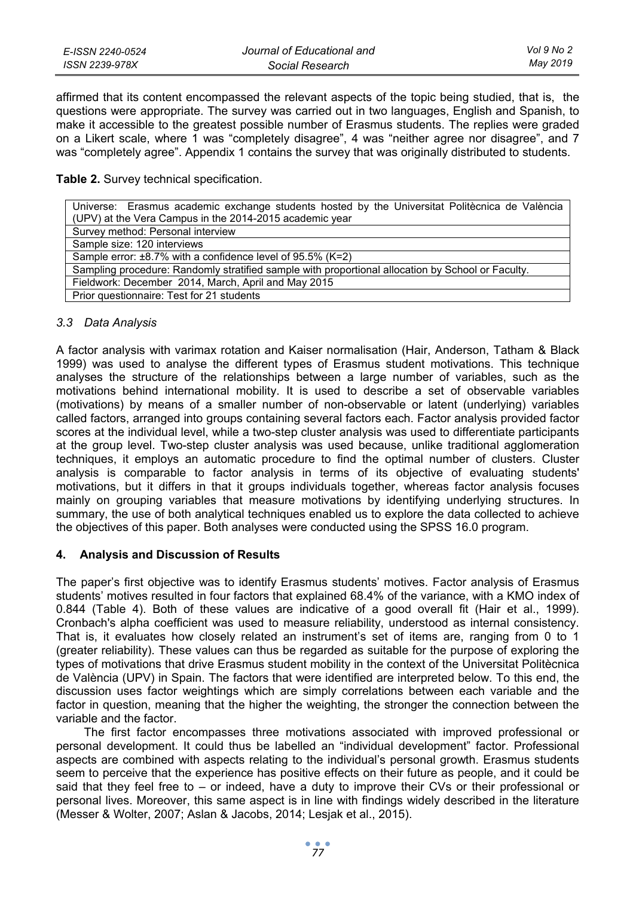affirmed that its content encompassed the relevant aspects of the topic being studied, that is, the questions were appropriate. The survey was carried out in two languages, English and Spanish, to make it accessible to the greatest possible number of Erasmus students. The replies were graded on a Likert scale, where 1 was "completely disagree", 4 was "neither agree nor disagree", and 7 was "completely agree". Appendix 1 contains the survey that was originally distributed to students.

**Table 2.** Survey technical specification.

| |
|---|
| Universe: Erasmus academic exchange students hosted by the Universitat Politècnica de València (UPV) at the Vera Campus in the 2014-2015 academic year |
| Survey method: Personal interview |
| Sample size: 120 interviews |
| Sample error: ±8.7% with a confidence level of 95.5% (K=2) |
| Sampling procedure: Randomly stratified sample with proportional allocation by School or Faculty. |
| Fieldwork: December 2014, March, April and May 2015 |
| Prior questionnaire: Test for 21 students |

### *3.3 Data Analysis*

A factor analysis with varimax rotation and Kaiser normalisation (Hair, Anderson, Tatham & Black 1999) was used to analyse the different types of Erasmus student motivations. This technique analyses the structure of the relationships between a large number of variables, such as the motivations behind international mobility. It is used to describe a set of observable variables (motivations) by means of a smaller number of non-observable or latent (underlying) variables called factors, arranged into groups containing several factors each. Factor analysis provided factor scores at the individual level, while a two-step cluster analysis was used to differentiate participants at the group level. Two-step cluster analysis was used because, unlike traditional agglomeration techniques, it employs an automatic procedure to find the optimal number of clusters. Cluster analysis is comparable to factor analysis in terms of its objective of evaluating students' motivations, but it differs in that it groups individuals together, whereas factor analysis focuses mainly on grouping variables that measure motivations by identifying underlying structures. In summary, the use of both analytical techniques enabled us to explore the data collected to achieve the objectives of this paper. Both analyses were conducted using the SPSS 16.0 program.

## 4. Analysis and Discussion of Results

The paper's first objective was to identify Erasmus students' motives. Factor analysis of Erasmus students' motives resulted in four factors that explained 68.4% of the variance, with a KMO index of 0.844 (Table 4). Both of these values are indicative of a good overall fit (Hair et al., 1999). Cronbach's alpha coefficient was used to measure reliability, understood as internal consistency. That is, it evaluates how closely related an instrument's set of items are, ranging from 0 to 1 (greater reliability). These values can thus be regarded as suitable for the purpose of exploring the types of motivations that drive Erasmus student mobility in the context of the Universitat Politècnica de València (UPV) in Spain. The factors that were identified are interpreted below. To this end, the discussion uses factor weightings which are simply correlations between each variable and the factor in question, meaning that the higher the weighting, the stronger the connection between the variable and the factor.

The first factor encompasses three motivations associated with improved professional or personal development. It could thus be labelled an "individual development" factor. Professional aspects are combined with aspects relating to the individual's personal growth. Erasmus students seem to perceive that the experience has positive effects on their future as people, and it could be said that they feel free to – or indeed, have a duty to improve their CVs or their professional or personal lives. Moreover, this same aspect is in line with findings widely described in the literature (Messer & Wolter, 2007; Aslan & Jacobs, 2014; Lesjak et al., 2015).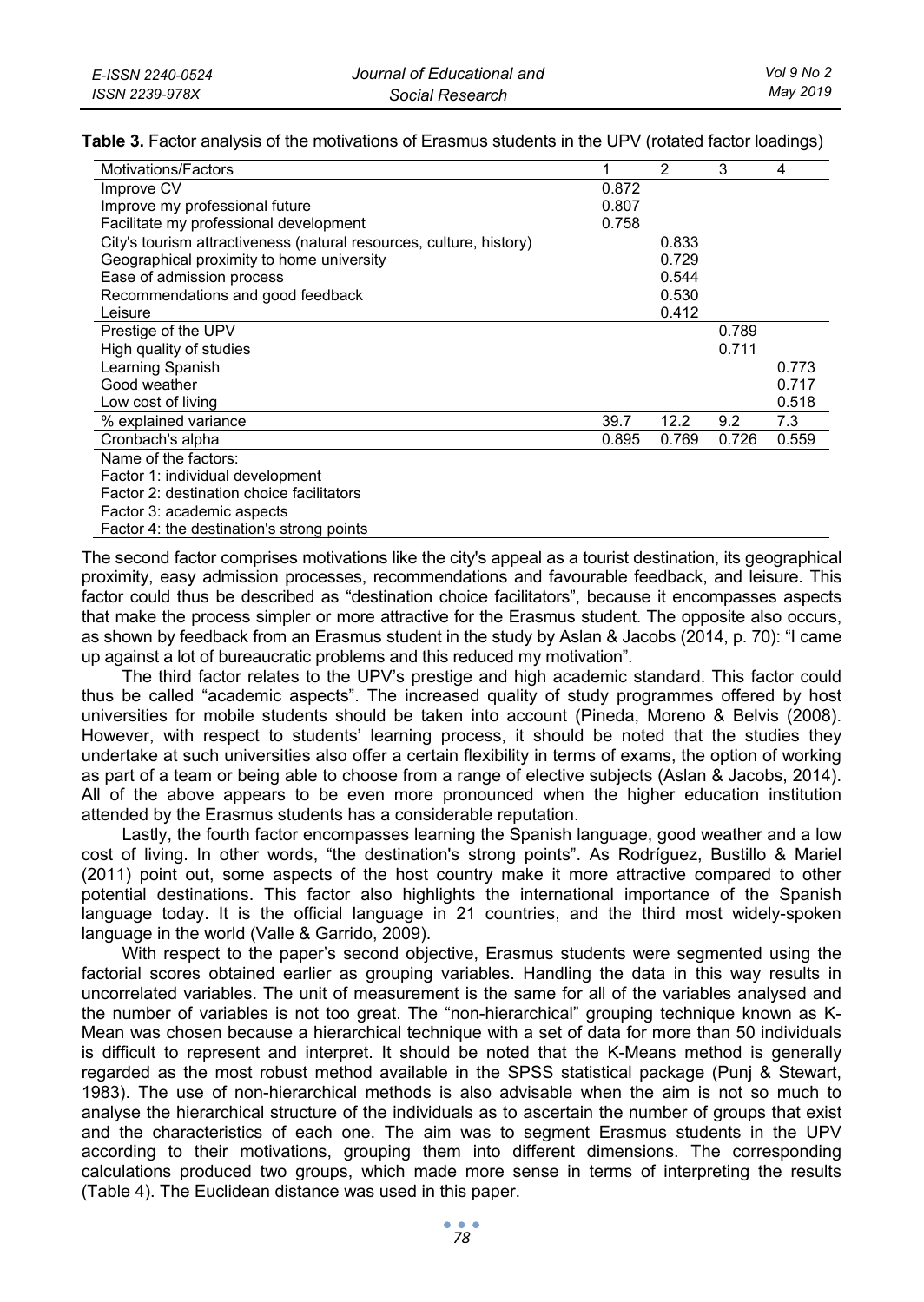**Table 3.** Factor analysis of the motivations of Erasmus students in the UPV (rotated factor loadings)

| Motivations/Factors | 1 | 2 | 3 | 4 |
|---|---|---|---|---|
| Improve CV | 0.872 | | | |
| Improve my professional future | 0.807 | | | |
| Facilitate my professional development | 0.758 | | | |
| City's tourism attractiveness (natural resources, culture, history) | | 0.833 | | |
| Geographical proximity to home university | | 0.729 | | |
| Ease of admission process | | 0.544 | | |
| Recommendations and good feedback | | 0.530 | | |
| Leisure | | 0.412 | | |
| Prestige of the UPV | | | 0.789 | |
| High quality of studies | | | 0.711 | |
| Learning Spanish | | | | 0.773 |
| Good weather | | | | 0.717 |
| Low cost of living | | | | 0.518 |
| % explained variance | 39.7 | 12.2 | 9.2 | 7.3 |
| Cronbach's alpha | 0.895 | 0.769 | 0.726 | 0.559 |

Name of the factors:
Factor 1: individual development
Factor 2: destination choice facilitators
Factor 3: academic aspects
Factor 4: the destination's strong points

The second factor comprises motivations like the city's appeal as a tourist destination, its geographical proximity, easy admission processes, recommendations and favourable feedback, and leisure. This factor could thus be described as "destination choice facilitators", because it encompasses aspects that make the process simpler or more attractive for the Erasmus student. The opposite also occurs, as shown by feedback from an Erasmus student in the study by Aslan & Jacobs (2014, p. 70): "I came up against a lot of bureaucratic problems and this reduced my motivation".

The third factor relates to the UPV's prestige and high academic standard. This factor could thus be called "academic aspects". The increased quality of study programmes offered by host universities for mobile students should be taken into account (Pineda, Moreno & Belvis (2008). However, with respect to students' learning process, it should be noted that the studies they undertake at such universities also offer a certain flexibility in terms of exams, the option of working as part of a team or being able to choose from a range of elective subjects (Aslan & Jacobs, 2014). All of the above appears to be even more pronounced when the higher education institution attended by the Erasmus students has a considerable reputation.

Lastly, the fourth factor encompasses learning the Spanish language, good weather and a low cost of living. In other words, "the destination's strong points". As Rodríguez, Bustillo & Mariel (2011) point out, some aspects of the host country make it more attractive compared to other potential destinations. This factor also highlights the international importance of the Spanish language today. It is the official language in 21 countries, and the third most widely-spoken language in the world (Valle & Garrido, 2009).

With respect to the paper's second objective, Erasmus students were segmented using the factorial scores obtained earlier as grouping variables. Handling the data in this way results in uncorrelated variables. The unit of measurement is the same for all of the variables analysed and the number of variables is not too great. The "non-hierarchical" grouping technique known as K-Mean was chosen because a hierarchical technique with a set of data for more than 50 individuals is difficult to represent and interpret. It should be noted that the K-Means method is generally regarded as the most robust method available in the SPSS statistical package (Punj & Stewart, 1983). The use of non-hierarchical methods is also advisable when the aim is not so much to analyse the hierarchical structure of the individuals as to ascertain the number of groups that exist and the characteristics of each one. The aim was to segment Erasmus students in the UPV according to their motivations, grouping them into different dimensions. The corresponding calculations produced two groups, which made more sense in terms of interpreting the results (Table 4). The Euclidean distance was used in this paper.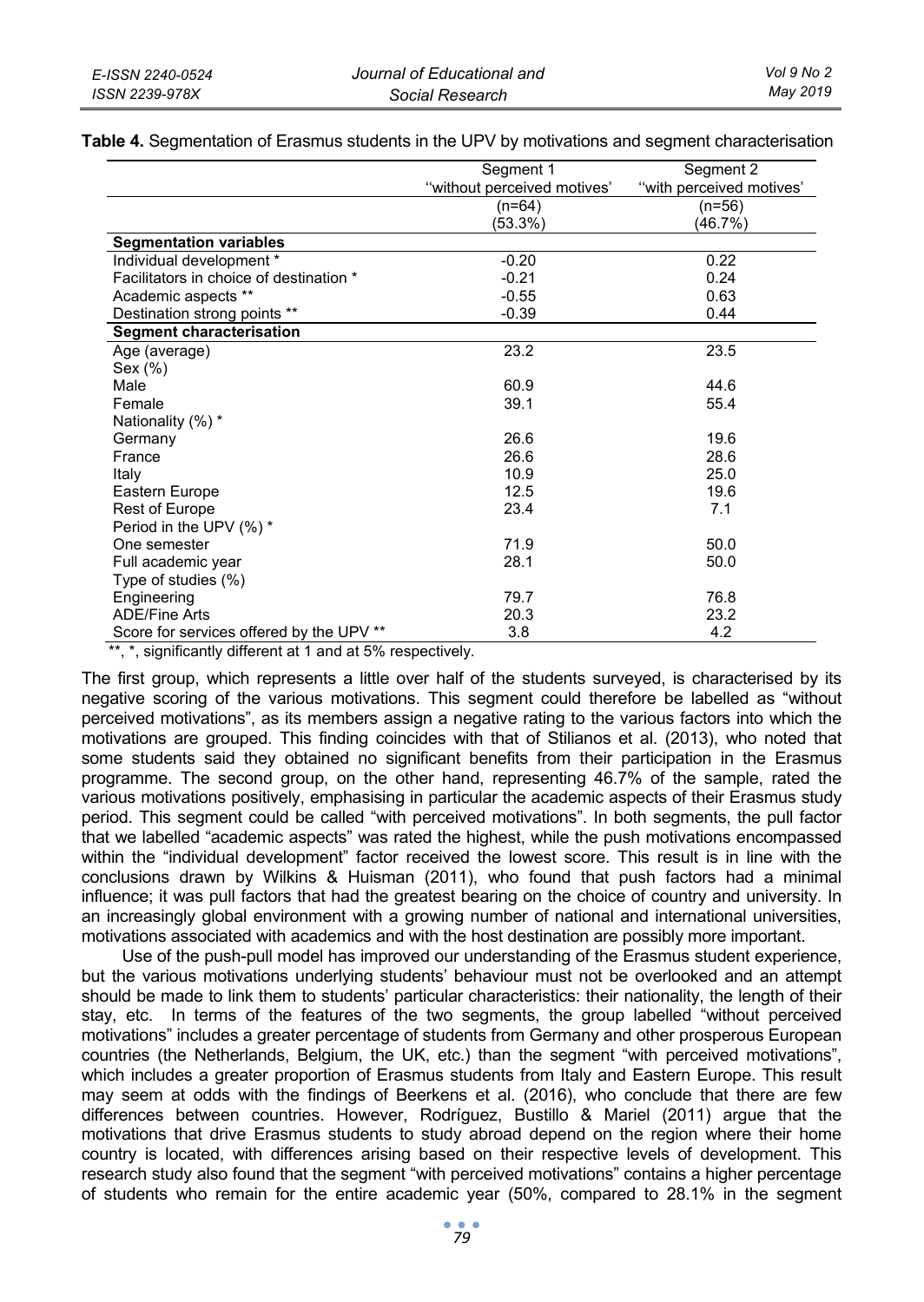**Table 4.** Segmentation of Erasmus students in the UPV by motivations and segment characterisation

| | Segment 1 ''without perceived motives' (n=64) (53.3%) | Segment 2 ''with perceived motives' (n=56) (46.7%) |
|---|---|---|
| **Segmentation variables** | | |
| Individual development * | -0.20 | 0.22 |
| Facilitators in choice of destination * | -0.21 | 0.24 |
| Academic aspects ** | -0.55 | 0.63 |
| Destination strong points ** | -0.39 | 0.44 |
| **Segment characterisation** | | |
| Age (average) | 23.2 | 23.5 |
| Sex (%) | | |
| Male | 60.9 | 44.6 |
| Female | 39.1 | 55.4 |
| Nationality (%) * | | |
| Germany | 26.6 | 19.6 |
| France | 26.6 | 28.6 |
| Italy | 10.9 | 25.0 |
| Eastern Europe | 12.5 | 19.6 |
| Rest of Europe | 23.4 | 7.1 |
| Period in the UPV (%) * | | |
| One semester | 71.9 | 50.0 |
| Full academic year | 28.1 | 50.0 |
| Type of studies (%) | | |
| Engineering | 79.7 | 76.8 |
| ADE/Fine Arts | 20.3 | 23.2 |
| Score for services offered by the UPV ** | 3.8 | 4.2 |

**, *, significantly different at 1 and at 5% respectively.

The first group, which represents a little over half of the students surveyed, is characterised by its negative scoring of the various motivations. This segment could therefore be labelled as "without perceived motivations", as its members assign a negative rating to the various factors into which the motivations are grouped. This finding coincides with that of Stilianos et al. (2013), who noted that some students said they obtained no significant benefits from their participation in the Erasmus programme. The second group, on the other hand, representing 46.7% of the sample, rated the various motivations positively, emphasising in particular the academic aspects of their Erasmus study period. This segment could be called "with perceived motivations". In both segments, the pull factor that we labelled "academic aspects" was rated the highest, while the push motivations encompassed within the "individual development" factor received the lowest score. This result is in line with the conclusions drawn by Wilkins & Huisman (2011), who found that push factors had a minimal influence; it was pull factors that had the greatest bearing on the choice of country and university. In an increasingly global environment with a growing number of national and international universities, motivations associated with academics and with the host destination are possibly more important.

Use of the push-pull model has improved our understanding of the Erasmus student experience, but the various motivations underlying students' behaviour must not be overlooked and an attempt should be made to link them to students' particular characteristics: their nationality, the length of their stay, etc. In terms of the features of the two segments, the group labelled "without perceived motivations" includes a greater percentage of students from Germany and other prosperous European countries (the Netherlands, Belgium, the UK, etc.) than the segment "with perceived motivations", which includes a greater proportion of Erasmus students from Italy and Eastern Europe. This result may seem at odds with the findings of Beerkens et al. (2016), who conclude that there are few differences between countries. However, Rodríguez, Bustillo & Mariel (2011) argue that the motivations that drive Erasmus students to study abroad depend on the region where their home country is located, with differences arising based on their respective levels of development. This research study also found that the segment "with perceived motivations" contains a higher percentage of students who remain for the entire academic year (50%, compared to 28.1% in the segment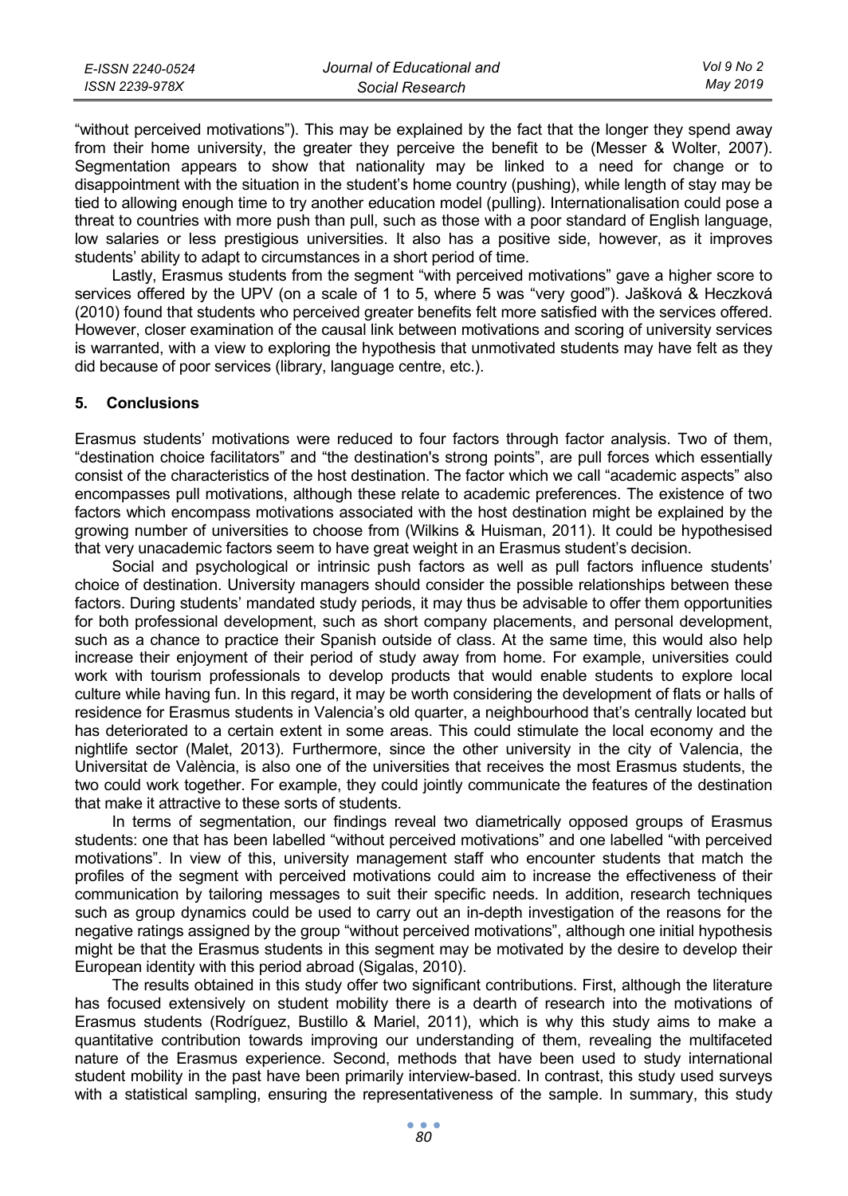"without perceived motivations"). This may be explained by the fact that the longer they spend away from their home university, the greater they perceive the benefit to be (Messer & Wolter, 2007). Segmentation appears to show that nationality may be linked to a need for change or to disappointment with the situation in the student's home country (pushing), while length of stay may be tied to allowing enough time to try another education model (pulling). Internationalisation could pose a threat to countries with more push than pull, such as those with a poor standard of English language, low salaries or less prestigious universities. It also has a positive side, however, as it improves students' ability to adapt to circumstances in a short period of time.

Lastly, Erasmus students from the segment "with perceived motivations" gave a higher score to services offered by the UPV (on a scale of 1 to 5, where 5 was "very good"). Jašková & Heczková (2010) found that students who perceived greater benefits felt more satisfied with the services offered. However, closer examination of the causal link between motivations and scoring of university services is warranted, with a view to exploring the hypothesis that unmotivated students may have felt as they did because of poor services (library, language centre, etc.).

## 5. Conclusions

Erasmus students' motivations were reduced to four factors through factor analysis. Two of them, "destination choice facilitators" and "the destination's strong points", are pull forces which essentially consist of the characteristics of the host destination. The factor which we call "academic aspects" also encompasses pull motivations, although these relate to academic preferences. The existence of two factors which encompass motivations associated with the host destination might be explained by the growing number of universities to choose from (Wilkins & Huisman, 2011). It could be hypothesised that very unacademic factors seem to have great weight in an Erasmus student's decision.

Social and psychological or intrinsic push factors as well as pull factors influence students' choice of destination. University managers should consider the possible relationships between these factors. During students' mandated study periods, it may thus be advisable to offer them opportunities for both professional development, such as short company placements, and personal development, such as a chance to practice their Spanish outside of class. At the same time, this would also help increase their enjoyment of their period of study away from home. For example, universities could work with tourism professionals to develop products that would enable students to explore local culture while having fun. In this regard, it may be worth considering the development of flats or halls of residence for Erasmus students in Valencia's old quarter, a neighbourhood that's centrally located but has deteriorated to a certain extent in some areas. This could stimulate the local economy and the nightlife sector (Malet, 2013). Furthermore, since the other university in the city of Valencia, the Universitat de València, is also one of the universities that receives the most Erasmus students, the two could work together. For example, they could jointly communicate the features of the destination that make it attractive to these sorts of students.

In terms of segmentation, our findings reveal two diametrically opposed groups of Erasmus students: one that has been labelled "without perceived motivations" and one labelled "with perceived motivations". In view of this, university management staff who encounter students that match the profiles of the segment with perceived motivations could aim to increase the effectiveness of their communication by tailoring messages to suit their specific needs. In addition, research techniques such as group dynamics could be used to carry out an in-depth investigation of the reasons for the negative ratings assigned by the group "without perceived motivations", although one initial hypothesis might be that the Erasmus students in this segment may be motivated by the desire to develop their European identity with this period abroad (Sigalas, 2010).

The results obtained in this study offer two significant contributions. First, although the literature has focused extensively on student mobility there is a dearth of research into the motivations of Erasmus students (Rodríguez, Bustillo & Mariel, 2011), which is why this study aims to make a quantitative contribution towards improving our understanding of them, revealing the multifaceted nature of the Erasmus experience. Second, methods that have been used to study international student mobility in the past have been primarily interview-based. In contrast, this study used surveys with a statistical sampling, ensuring the representativeness of the sample. In summary, this study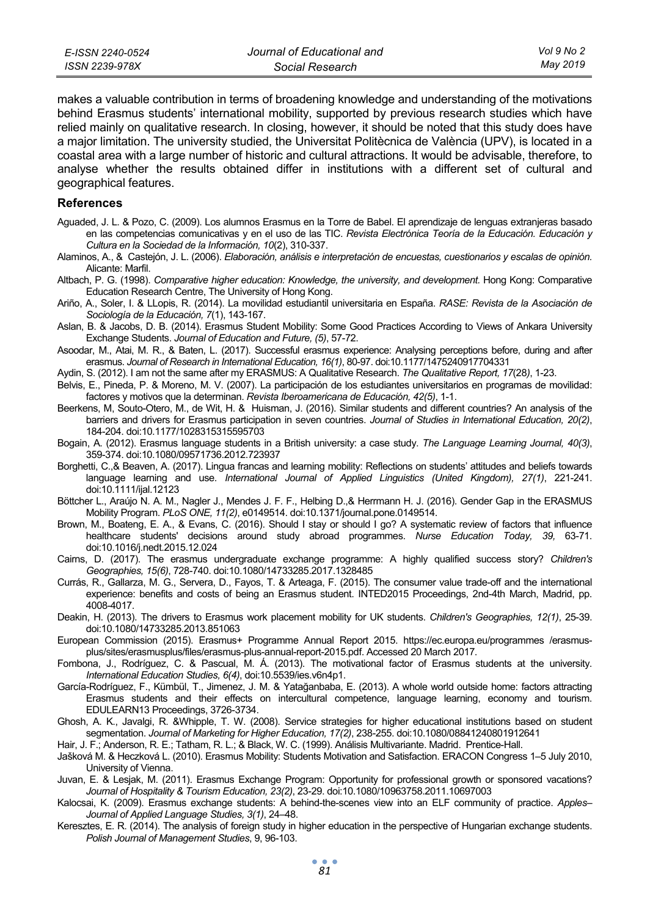makes a valuable contribution in terms of broadening knowledge and understanding of the motivations behind Erasmus students' international mobility, supported by previous research studies which have relied mainly on qualitative research. In closing, however, it should be noted that this study does have a major limitation. The university studied, the Universitat Politècnica de València (UPV), is located in a coastal area with a large number of historic and cultural attractions. It would be advisable, therefore, to analyse whether the results obtained differ in institutions with a different set of cultural and geographical features.

### References

Aguaded, J. L. & Pozo, C. (2009). Los alumnos Erasmus en la Torre de Babel. El aprendizaje de lenguas extranjeras basado en las competencias comunicativas y en el uso de las TIC. *Revista Electrónica Teoría de la Educación. Educación y Cultura en la Sociedad de la Información, 10*(2), 310-337.

Alaminos, A., & Castejón, J. L. (2006). *Elaboración, análisis e interpretación de encuestas, cuestionarios y escalas de opinión.* Alicante: Marfil.

Altbach, P. G. (1998). *Comparative higher education: Knowledge, the university, and development.* Hong Kong: Comparative Education Research Centre, The University of Hong Kong.

Ariño, A., Soler, I. & LLopis, R. (2014). La movilidad estudiantil universitaria en España. *RASE: Revista de la Asociación de Sociología de la Educación, 7*(1), 143-167.

Aslan, B. & Jacobs, D. B. (2014). Erasmus Student Mobility: Some Good Practices According to Views of Ankara University Exchange Students. *Journal of Education and Future, (5)*, 57-72.

Asoodar, M., Atai, M. R., & Baten, L. (2017). Successful erasmus experience: Analysing perceptions before, during and after erasmus. *Journal of Research in International Education, 16(1)*, 80-97. doi:10.1177/1475240917704331

Aydin, S. (2012). I am not the same after my ERASMUS: A Qualitative Research. *The Qualitative Report, 17*(28*)*, 1-23.

Belvis, E., Pineda, P. & Moreno, M. V. (2007). La participación de los estudiantes universitarios en programas de movilidad: factores y motivos que la determinan. *Revista Iberoamericana de Educación, 42(5)*, 1-1.

Beerkens, M, Souto-Otero, M., de Wit, H. & Huisman, J. (2016). Similar students and different countries? An analysis of the barriers and drivers for Erasmus participation in seven countries. *Journal of Studies in International Education, 20(2)*, 184-204. doi:10.1177/1028315315595703

Bogain, A. (2012). Erasmus language students in a British university: a case study. *The Language Learning Journal, 40(3)*, 359-374. doi:10.1080/09571736.2012.723937

Borghetti, C.,& Beaven, A. (2017). Lingua francas and learning mobility: Reflections on students' attitudes and beliefs towards language learning and use. *International Journal of Applied Linguistics (United Kingdom), 27(1)*, 221-241. doi:10.1111/ijal.12123

Böttcher L., Araújo N. A. M., Nagler J., Mendes J. F. F., Helbing D.,& Herrmann H. J. (2016). Gender Gap in the ERASMUS Mobility Program. *PLoS ONE, 11(2)*, e0149514. doi:10.1371/journal.pone.0149514.

Brown, M., Boateng, E. A., & Evans, C. (2016). Should I stay or should I go? A systematic review of factors that influence healthcare students' decisions around study abroad programmes. *Nurse Education Today, 39,* 63-71. doi:10.1016/j.nedt.2015.12.024

Cairns, D. (2017). The erasmus undergraduate exchange programme: A highly qualified success story? *Children's Geographies, 15(6)*, 728-740. doi:10.1080/14733285.2017.1328485

Currás, R., Gallarza, M. G., Servera, D., Fayos, T. & Arteaga, F. (2015). The consumer value trade-off and the international experience: benefits and costs of being an Erasmus student. INTED2015 Proceedings, 2nd-4th March, Madrid, pp. 4008-4017.

Deakin, H. (2013). The drivers to Erasmus work placement mobility for UK students. *Children's Geographies, 12(1)*, 25-39. doi:10.1080/14733285.2013.851063

European Commission (2015). Erasmus+ Programme Annual Report 2015. https://ec.europa.eu/programmes /erasmus-plus/sites/erasmusplus/files/erasmus-plus-annual-report-2015.pdf. Accessed 20 March 2017.

Fombona, J., Rodríguez, C. & Pascual, M. Á. (2013). The motivational factor of Erasmus students at the university. *International Education Studies, 6(4)*, doi:10.5539/ies.v6n4p1.

García-Rodríguez, F., Kümbül, T., Jimenez, J. M. & Yatağanbaba, E. (2013). A whole world outside home: factors attracting Erasmus students and their effects on intercultural competence, language learning, economy and tourism. EDULEARN13 Proceedings, 3726-3734.

Ghosh, A. K., Javalgi, R. &Whipple, T. W. (2008). Service strategies for higher educational institutions based on student segmentation. *Journal of Marketing for Higher Education, 17(2)*, 238-255. doi:10.1080/08841240801912641

Hair, J. F.; Anderson, R. E.; Tatham, R. L.; & Black, W. C. (1999). Análisis Multivariante. Madrid. Prentice-Hall.

Jašková M. & Heczková L. (2010). Erasmus Mobility: Students Motivation and Satisfaction. ERACON Congress 1–5 July 2010, University of Vienna.

Juvan, E. & Lesjak, M. (2011). Erasmus Exchange Program: Opportunity for professional growth or sponsored vacations? *Journal of Hospitality & Tourism Education, 23(2)*, 23-29. doi:10.1080/10963758.2011.10697003

Kalocsai, K. (2009). Erasmus exchange students: A behind-the-scenes view into an ELF community of practice. *Apples– Journal of Applied Language Studies, 3(1),* 24–48.

Keresztes, E. R. (2014). The analysis of foreign study in higher education in the perspective of Hungarian exchange students. *Polish Journal of Management Studies*, 9, 96-103.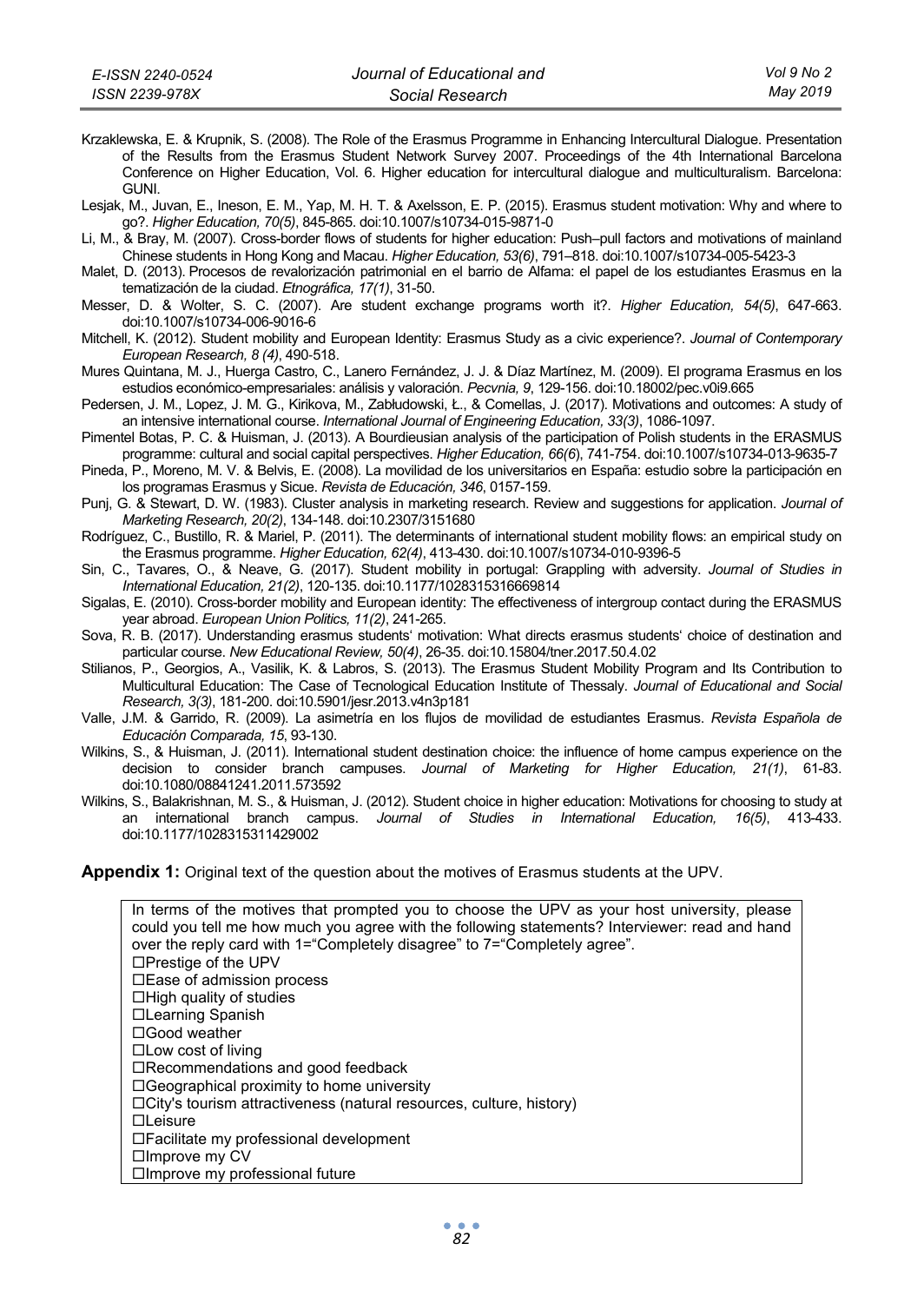Krzaklewska, E. & Krupnik, S. (2008). The Role of the Erasmus Programme in Enhancing Intercultural Dialogue. Presentation of the Results from the Erasmus Student Network Survey 2007. Proceedings of the 4th International Barcelona Conference on Higher Education, Vol. 6. Higher education for intercultural dialogue and multiculturalism. Barcelona: GUNI.

Lesjak, M., Juvan, E., Ineson, E. M., Yap, M. H. T. & Axelsson, E. P. (2015). Erasmus student motivation: Why and where to go?. *Higher Education, 70(5)*, 845-865. doi:10.1007/s10734-015-9871-0

Li, M., & Bray, M. (2007). Cross-border flows of students for higher education: Push–pull factors and motivations of mainland Chinese students in Hong Kong and Macau. *Higher Education, 53(6)*, 791–818. doi:10.1007/s10734-005-5423-3

Malet, D. (2013). Procesos de revalorización patrimonial en el barrio de Alfama: el papel de los estudiantes Erasmus en la tematización de la ciudad. *Etnográfica, 17(1)*, 31-50.

Messer, D. & Wolter, S. C. (2007). Are student exchange programs worth it?. *Higher Education, 54(5)*, 647-663. doi:10.1007/s10734-006-9016-6

Mitchell, K. (2012). Student mobility and European Identity: Erasmus Study as a civic experience?. *Journal of Contemporary European Research, 8 (4)*, 490-518.

Mures Quintana, M. J., Huerga Castro, C., Lanero Fernández, J. J. & Díaz Martínez, M. (2009). El programa Erasmus en los estudios económico-empresariales: análisis y valoración. *Pecvnia, 9*, 129-156. doi:10.18002/pec.v0i9.665

Pedersen, J. M., Lopez, J. M. G., Kirikova, M., Zabłudowski, Ł., & Comellas, J. (2017). Motivations and outcomes: A study of an intensive international course. *International Journal of Engineering Education, 33(3)*, 1086-1097.

Pimentel Botas, P. C. & Huisman, J. (2013). A Bourdieusian analysis of the participation of Polish students in the ERASMUS programme: cultural and social capital perspectives. *Higher Education, 66(6*), 741-754. doi:10.1007/s10734-013-9635-7

Pineda, P., Moreno, M. V. & Belvis, E. (2008). La movilidad de los universitarios en España: estudio sobre la participación en los programas Erasmus y Sicue. *Revista de Educació, 346*, 0157-159.

Punj, G. & Stewart, D. W. (1983). Cluster analysis in marketing research. Review and suggestions for application. *Journal of Marketing Research, 20(2)*, 134-148. doi:10.2307/3151680

Rodríguez, C., Bustillo, R. & Mariel, P. (2011). The determinants of international student mobility flows: an empirical study on the Erasmus programme. *Higher Education, 62(4)*, 413-430. doi:10.1007/s10734-010-9396-5

Sin, C., Tavares, O., & Neave, G. (2017). Student mobility in portugal: Grappling with adversity. *Journal of Studies in International Education, 21(2)*, 120-135. doi:10.1177/1028315316669814

Sigalas, E. (2010). Cross-border mobility and European identity: The effectiveness of intergroup contact during the ERASMUS year abroad. *European Union Politics, 11(2)*, 241-265.

Sova, R. B. (2017). Understanding erasmus students' motivation: What directs erasmus students' choice of destination and particular course. *New Educational Review, 50(4)*, 26-35. doi:10.15804/tner.2017.50.4.02

Stilianos, P., Georgios, A., Vasilik, K. & Labros, S. (2013). The Erasmus Student Mobility Program and Its Contribution to Multicultural Education: The Case of Tecnological Education Institute of Thessaly. *Journal of Educational and Social Research, 3(3)*, 181-200. doi:10.5901/jesr.2013.v4n3p181

Valle, J.M. & Garrido, R. (2009). La asimetría en los flujos de movilidad de estudiantes Erasmus. *Revista Española de Educación Comparada, 15*, 93-130.

Wilkins, S., & Huisman, J. (2011). International student destination choice: the influence of home campus experience on the decision to consider branch campuses. *Journal of Marketing for Higher Education, 21(1)*, 61-83. doi:10.1080/08841241.2011.573592

Wilkins, S., Balakrishnan, M. S., & Huisman, J. (2012). Student choice in higher education: Motivations for choosing to study at an international branch campus. *Journal of Studies in International Education, 16(5)*, 413-433. doi:10.1177/1028315311429002

**Appendix 1:** Original text of the question about the motives of Erasmus students at the UPV.

In terms of the motives that prompted you to choose the UPV as your host university, please could you tell me how much you agree with the following statements? Interviewer: read and hand over the reply card with 1="Completely disagree" to 7="Completely agree".

- ☐Prestige of the UPV
- ☐Ease of admission process
- ☐High quality of studies
- ☐Learning Spanish
- ☐Good weather
- ☐Low cost of living
- ☐Recommendations and good feedback
- ☐Geographical proximity to home university
- ☐City's tourism attractiveness (natural resources, culture, history)
- ☐Leisure
- ☐Facilitate my professional development
- ☐Improve my CV
- ☐Improve my professional future